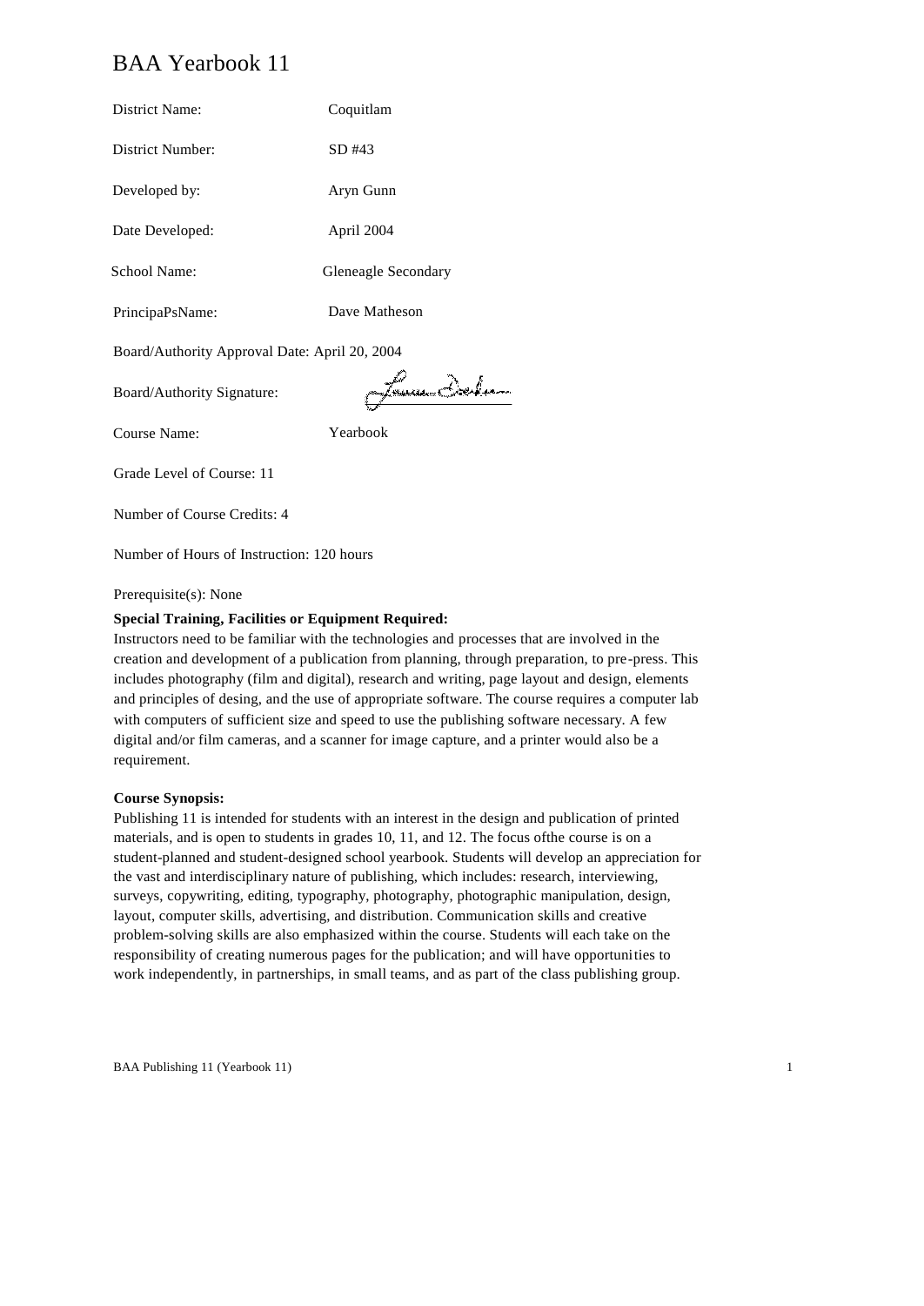# BAA Yearbook 11

District Name: Coquitlam

District Number: SD #43

Developed by: Aryn Gunn

Date Developed: April 2004

School Name: Gleneagle Secondary

PrincipaPsName: Dave Matheson

Board/Authority Approval Date: April 20, 2004

Board/Authority Signature:

Course Name: Yearbook

Grade Level of Course: 11

Number of Course Credits: 4

Number of Hours of Instruction: 120 hours

Prerequisite(s): None

**Special Training, Facilities or Equipment Required:**

Instructors need to be familiar with the technologies and processes that are involved in the creation and development of a publication from planning, through preparation, to pre-press. This includes photography (film and digital), research and writing, page layout and design, elements and principles of desing, and the use of appropriate software. The course requires a computer lab with computers of sufficient size and speed to use the publishing software necessary. A few digital and/or film cameras, and a scanner for image capture, and a printer would also be a requirement.

**Course Synopsis:**

Publishing 11 is intended for students with an interest in the design and publication of printed materials, and is open to students in grades 10, 11, and 12. The focus ofthe course is on a student-planned and student-designed school yearbook. Students will develop an appreciation for the vast and interdisciplinary nature of publishing, which includes: research, interviewing, surveys, copywriting, editing, typography, photography, photographic manipulation, design, layout, computer skills, advertising, and distribution. Communication skills and creative problem-solving skills are also emphasized within the course. Students will each take on the responsibility of creating numerous pages for the publication; and will have opportunities to work independently, in partnerships, in small teams, and as part of the class publishing group.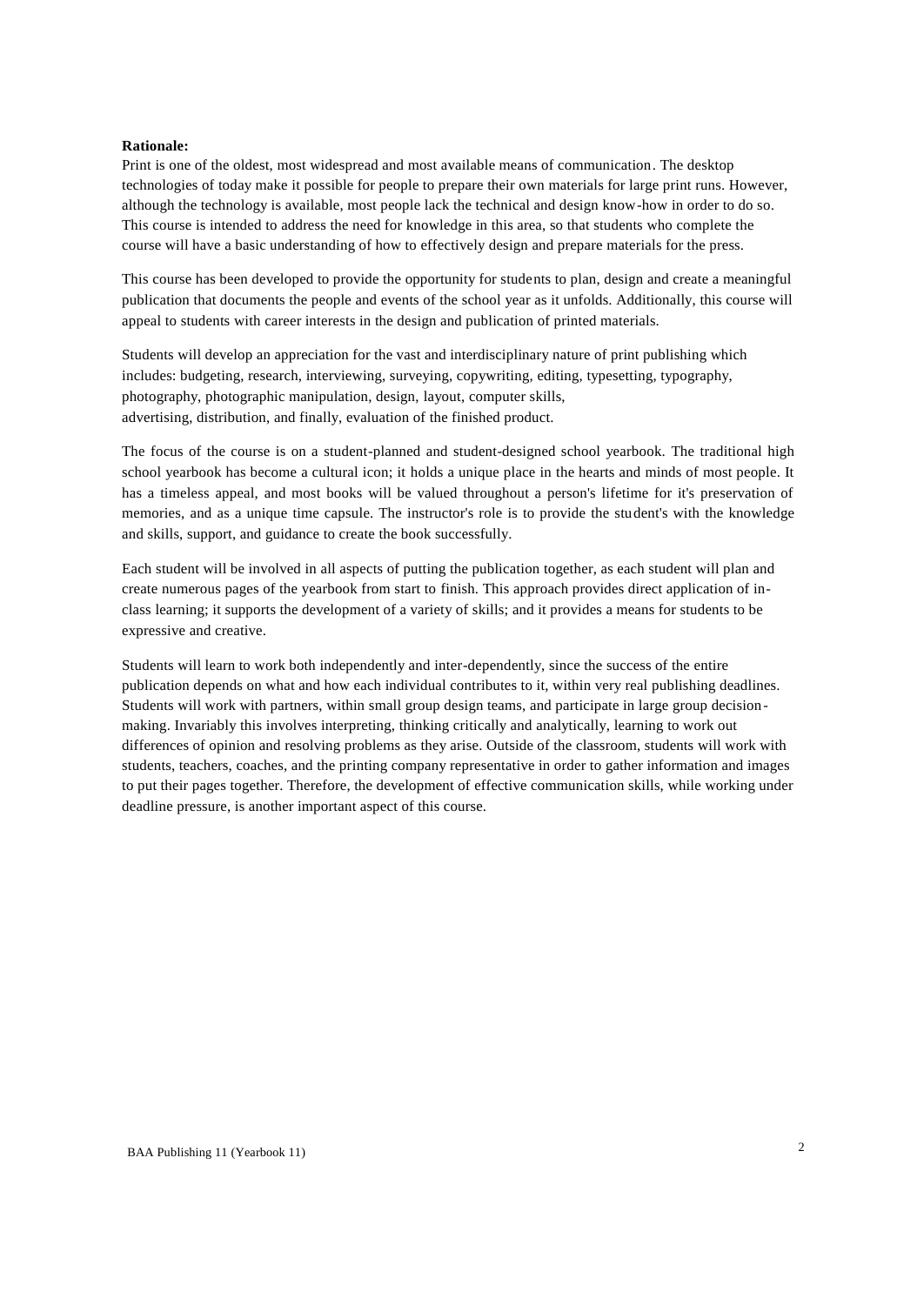**Rationale:**

Print is one of the oldest, most widespread and most available means of communication. The desktop technologies of today make it possible for people to prepare their own materials for large print runs. However, although the technology is available, most people lack the technical and design know-how in order to do so. This course is intended to address the need for knowledge in this area, so that students who complete the course will have a basic understanding of how to effectively design and prepare materials for the press.

This course has been developed to provide the opportunity for students to plan, design and create a meaningful publication that documents the people and events of the school year as it unfolds. Additionally, this course will appeal to students with career interests in the design and publication of printed materials.

Students will develop an appreciation for the vast and interdisciplinary nature of print publishing which includes: budgeting, research, interviewing, surveying, copywriting, editing, typesetting, typography, photography, photographic manipulation, design, layout, computer skills, advertising, distribution, and finally, evaluation of the finished product.

The focus of the course is on a student-planned and student-designed school yearbook. The traditional high school yearbook has become a cultural icon; it holds a unique place in the hearts and minds of most people. It has a timeless appeal, and most books will be valued throughout a person's lifetime for it's preservation of memories, and as a unique time capsule. The instructor's role is to provide the student's with the knowledge and skills, support, and guidance to create the book successfully.

Each student will be involved in all aspects of putting the publication together, as each student will plan and create numerous pages of the yearbook from start to finish. This approach provides direct application of in-class learning; it supports the development of a variety of skills; and it provides a means for students to be expressive and creative.

Students will learn to work both independently and inter-dependently, since the success of the entire publication depends on what and how each individual contributes to it, within very real publishing deadlines. Students will work with partners, within small group design teams, and participate in large group decision-making. Invariably this involves interpreting, thinking critically and analytically, learning to work out differences of opinion and resolving problems as they arise. Outside of the classroom, students will work with students, teachers, coaches, and the printing company representative in order to gather information and images to put their pages together. Therefore, the development of effective communication skills, while working under deadline pressure, is another important aspect of this course.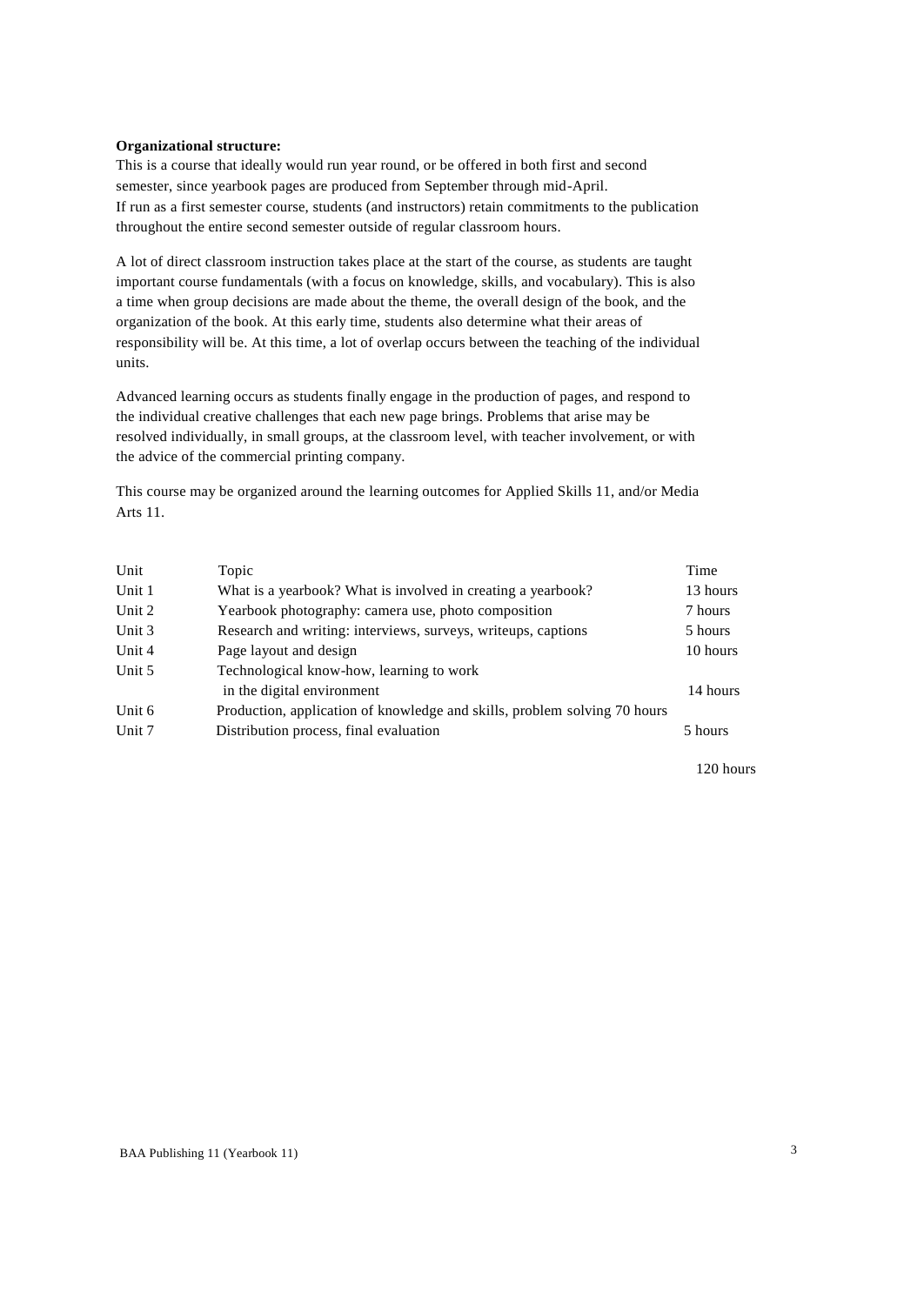**Organizational structure:**

This is a course that ideally would run year round, or be offered in both first and second semester, since yearbook pages are produced from September through mid-April. If run as a first semester course, students (and instructors) retain commitments to the publication throughout the entire second semester outside of regular classroom hours.

A lot of direct classroom instruction takes place at the start of the course, as students are taught important course fundamentals (with a focus on knowledge, skills, and vocabulary). This is also a time when group decisions are made about the theme, the overall design of the book, and the organization of the book. At this early time, students also determine what their areas of responsibility will be. At this time, a lot of overlap occurs between the teaching of the individual units.

Advanced learning occurs as students finally engage in the production of pages, and respond to the individual creative challenges that each new page brings. Problems that arise may be resolved individually, in small groups, at the classroom level, with teacher involvement, or with the advice of the commercial printing company.

This course may be organized around the learning outcomes for Applied Skills 11, and/or Media Arts 11.

| Unit | Topic | Time |
|---|---|---|
| Unit 1 | What is a yearbook? What is involved in creating a yearbook? | 13 hours |
| Unit 2 | Yearbook photography: camera use, photo composition | 7 hours |
| Unit 3 | Research and writing: interviews, surveys, writeups, captions | 5 hours |
| Unit 4 | Page layout and design | 10 hours |
| Unit 5 | Technological know-how, learning to work in the digital environment | 14 hours |
| Unit 6 | Production, application of knowledge and skills, problem solving | 70 hours |
| Unit 7 | Distribution process, final evaluation | 5 hours |
| | | 120 hours |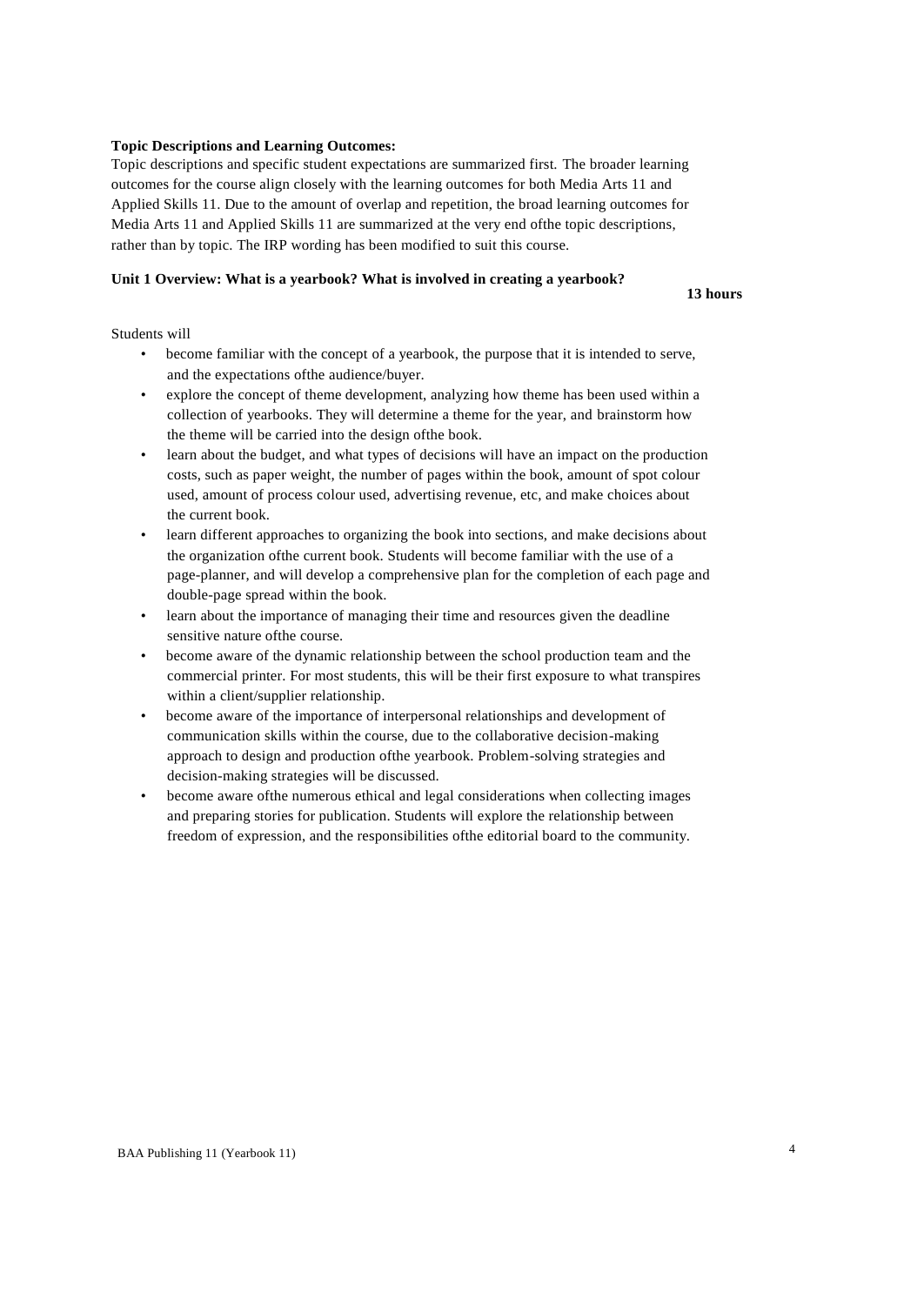**Topic Descriptions and Learning Outcomes:**

Topic descriptions and specific student expectations are summarized first. The broader learning outcomes for the course align closely with the learning outcomes for both Media Arts 11 and Applied Skills 11. Due to the amount of overlap and repetition, the broad learning outcomes for Media Arts 11 and Applied Skills 11 are summarized at the very end ofthe topic descriptions, rather than by topic. The IRP wording has been modified to suit this course.

**Unit 1 Overview: What is a yearbook? What is involved in creating a yearbook?**

**13 hours**

Students will

- become familiar with the concept of a yearbook, the purpose that it is intended to serve, and the expectations ofthe audience/buyer.
- explore the concept of theme development, analyzing how theme has been used within a collection of yearbooks. They will determine a theme for the year, and brainstorm how the theme will be carried into the design ofthe book.
- learn about the budget, and what types of decisions will have an impact on the production costs, such as paper weight, the number of pages within the book, amount of spot colour used, amount of process colour used, advertising revenue, etc, and make choices about the current book.
- learn different approaches to organizing the book into sections, and make decisions about the organization ofthe current book. Students will become familiar with the use of a page-planner, and will develop a comprehensive plan for the completion of each page and double-page spread within the book.
- learn about the importance of managing their time and resources given the deadline sensitive nature ofthe course.
- become aware of the dynamic relationship between the school production team and the commercial printer. For most students, this will be their first exposure to what transpires within a client/supplier relationship.
- become aware of the importance of interpersonal relationships and development of communication skills within the course, due to the collaborative decision-making approach to design and production ofthe yearbook. Problem-solving strategies and decision-making strategies will be discussed.
- become aware ofthe numerous ethical and legal considerations when collecting images and preparing stories for publication. Students will explore the relationship between freedom of expression, and the responsibilities ofthe editorial board to the community.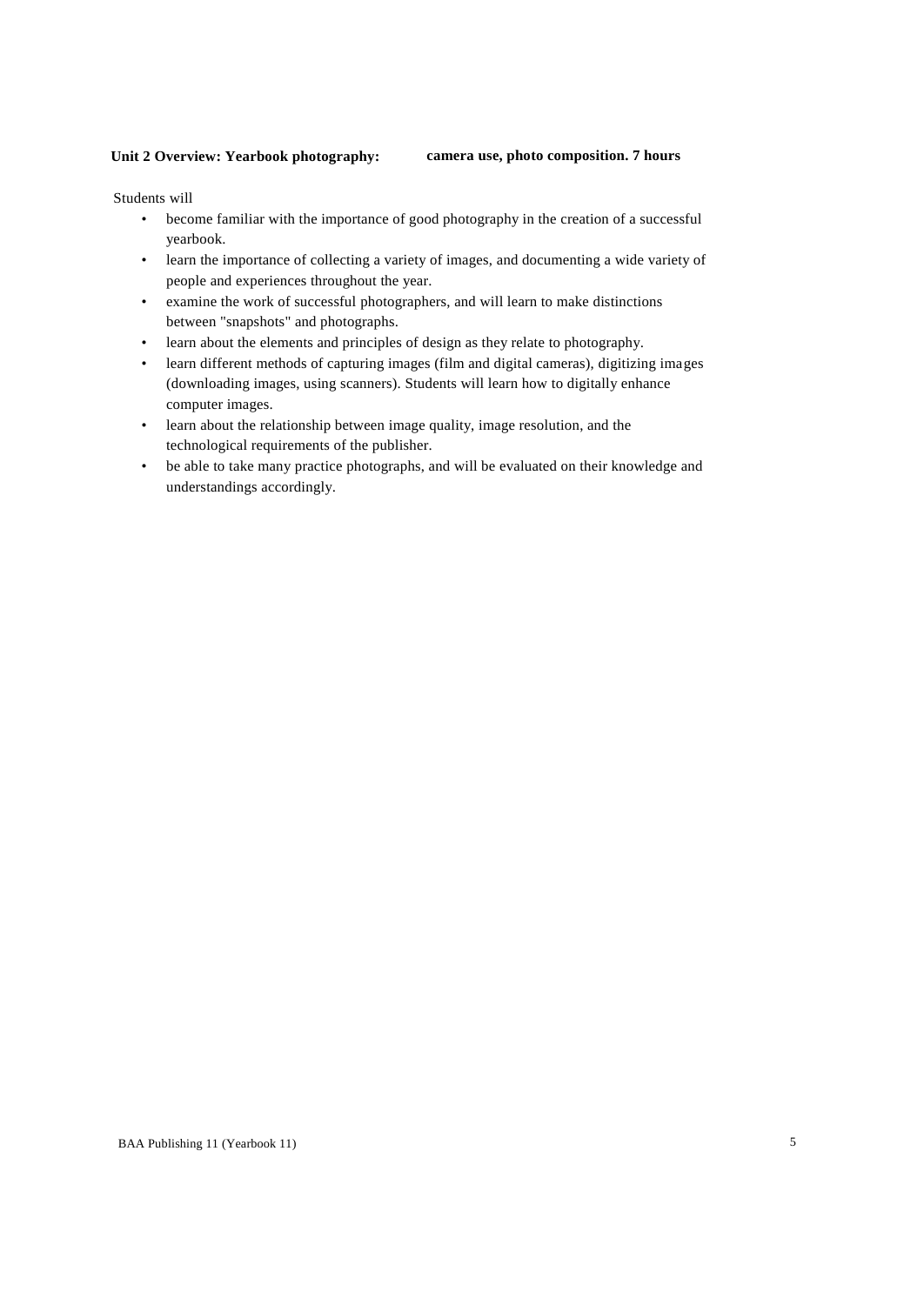**Unit 2 Overview: Yearbook photography: camera use, photo composition. 7 hours**

Students will

- become familiar with the importance of good photography in the creation of a successful yearbook.
- learn the importance of collecting a variety of images, and documenting a wide variety of people and experiences throughout the year.
- examine the work of successful photographers, and will learn to make distinctions between "snapshots" and photographs.
- learn about the elements and principles of design as they relate to photography.
- learn different methods of capturing images (film and digital cameras), digitizing images (downloading images, using scanners). Students will learn how to digitally enhance computer images.
- learn about the relationship between image quality, image resolution, and the technological requirements of the publisher.
- be able to take many practice photographs, and will be evaluated on their knowledge and understandings accordingly.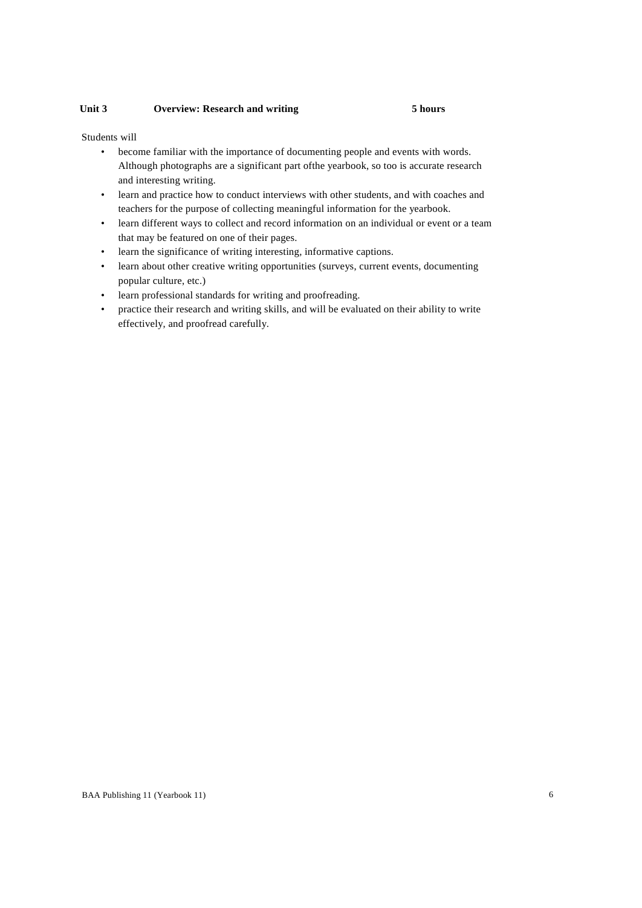**Unit 3 Overview: Research and writing 5 hours**

Students will

- become familiar with the importance of documenting people and events with words. Although photographs are a significant part ofthe yearbook, so too is accurate research and interesting writing.
- learn and practice how to conduct interviews with other students, and with coaches and teachers for the purpose of collecting meaningful information for the yearbook.
- learn different ways to collect and record information on an individual or event or a team that may be featured on one of their pages.
- learn the significance of writing interesting, informative captions.
- learn about other creative writing opportunities (surveys, current events, documenting popular culture, etc.)
- learn professional standards for writing and proofreading.
- practice their research and writing skills, and will be evaluated on their ability to write effectively, and proofread carefully.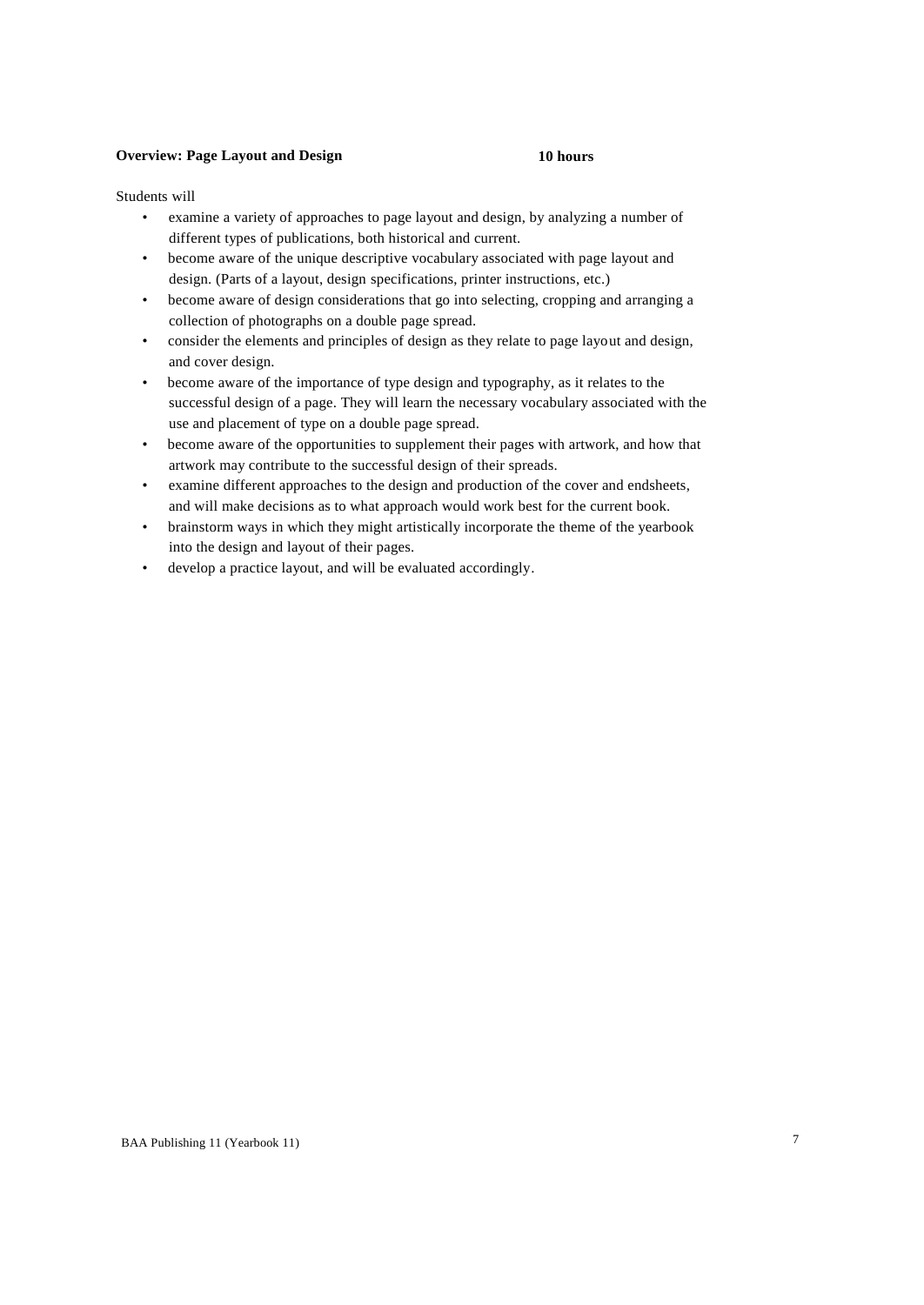**Overview: Page Layout and Design** **10 hours**

Students will

- examine a variety of approaches to page layout and design, by analyzing a number of different types of publications, both historical and current.
- become aware of the unique descriptive vocabulary associated with page layout and design. (Parts of a layout, design specifications, printer instructions, etc.)
- become aware of design considerations that go into selecting, cropping and arranging a collection of photographs on a double page spread.
- consider the elements and principles of design as they relate to page layout and design, and cover design.
- become aware of the importance of type design and typography, as it relates to the successful design of a page. They will learn the necessary vocabulary associated with the use and placement of type on a double page spread.
- become aware of the opportunities to supplement their pages with artwork, and how that artwork may contribute to the successful design of their spreads.
- examine different approaches to the design and production of the cover and endsheets, and will make decisions as to what approach would work best for the current book.
- brainstorm ways in which they might artistically incorporate the theme of the yearbook into the design and layout of their pages.
- develop a practice layout, and will be evaluated accordingly.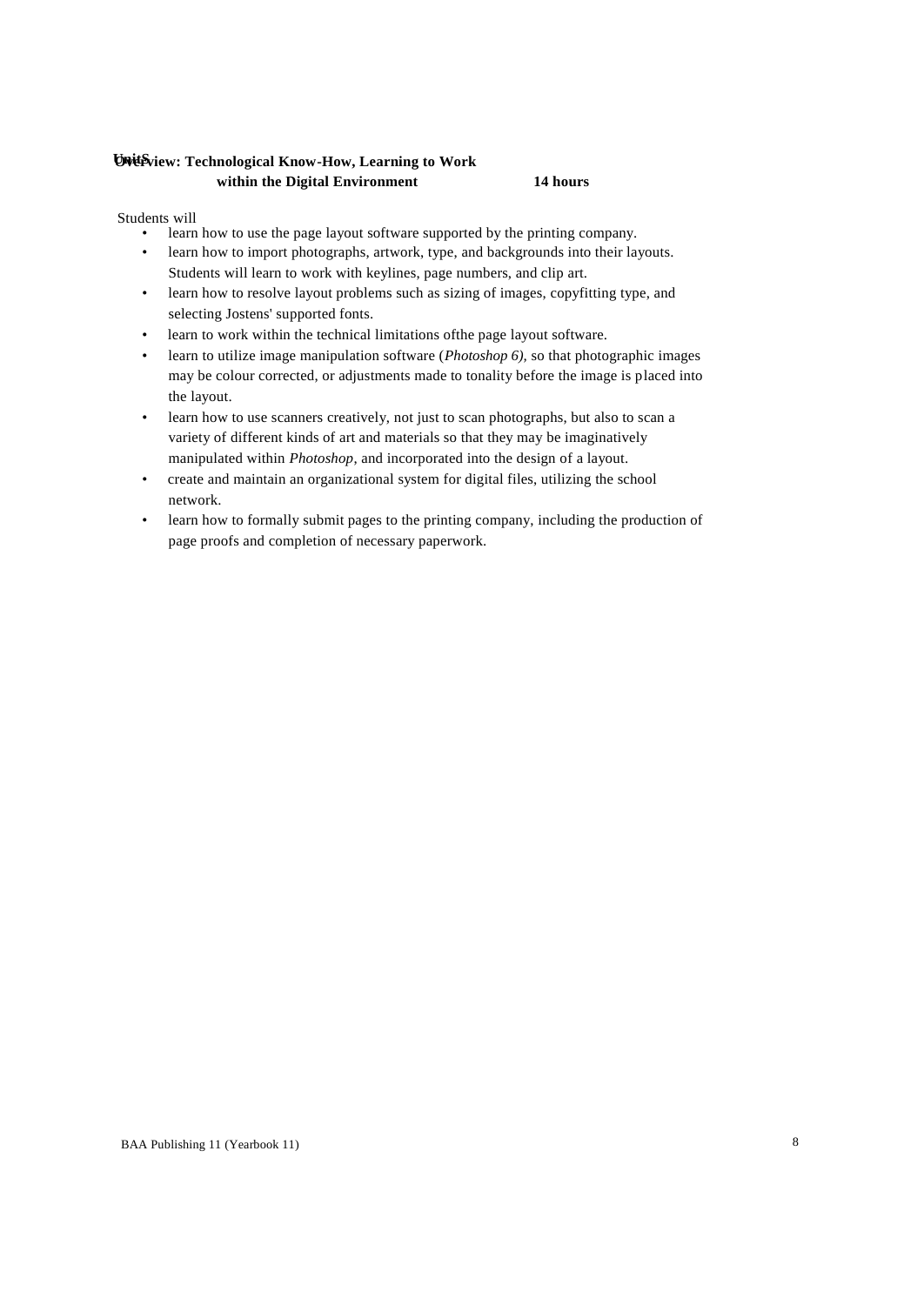**Unit 5 Overview: Technological Know-How, Learning to Work within the Digital Environment 14 hours**

Students will

- learn how to use the page layout software supported by the printing company.
- learn how to import photographs, artwork, type, and backgrounds into their layouts. Students will learn to work with keylines, page numbers, and clip art.
- learn how to resolve layout problems such as sizing of images, copyfitting type, and selecting Jostens' supported fonts.
- learn to work within the technical limitations ofthe page layout software.
- learn to utilize image manipulation software (*Photoshop 6)*, so that photographic images may be colour corrected, or adjustments made to tonality before the image is placed into the layout.
- learn how to use scanners creatively, not just to scan photographs, but also to scan a variety of different kinds of art and materials so that they may be imaginatively manipulated within *Photoshop*, and incorporated into the design of a layout.
- create and maintain an organizational system for digital files, utilizing the school network.
- learn how to formally submit pages to the printing company, including the production of page proofs and completion of necessary paperwork.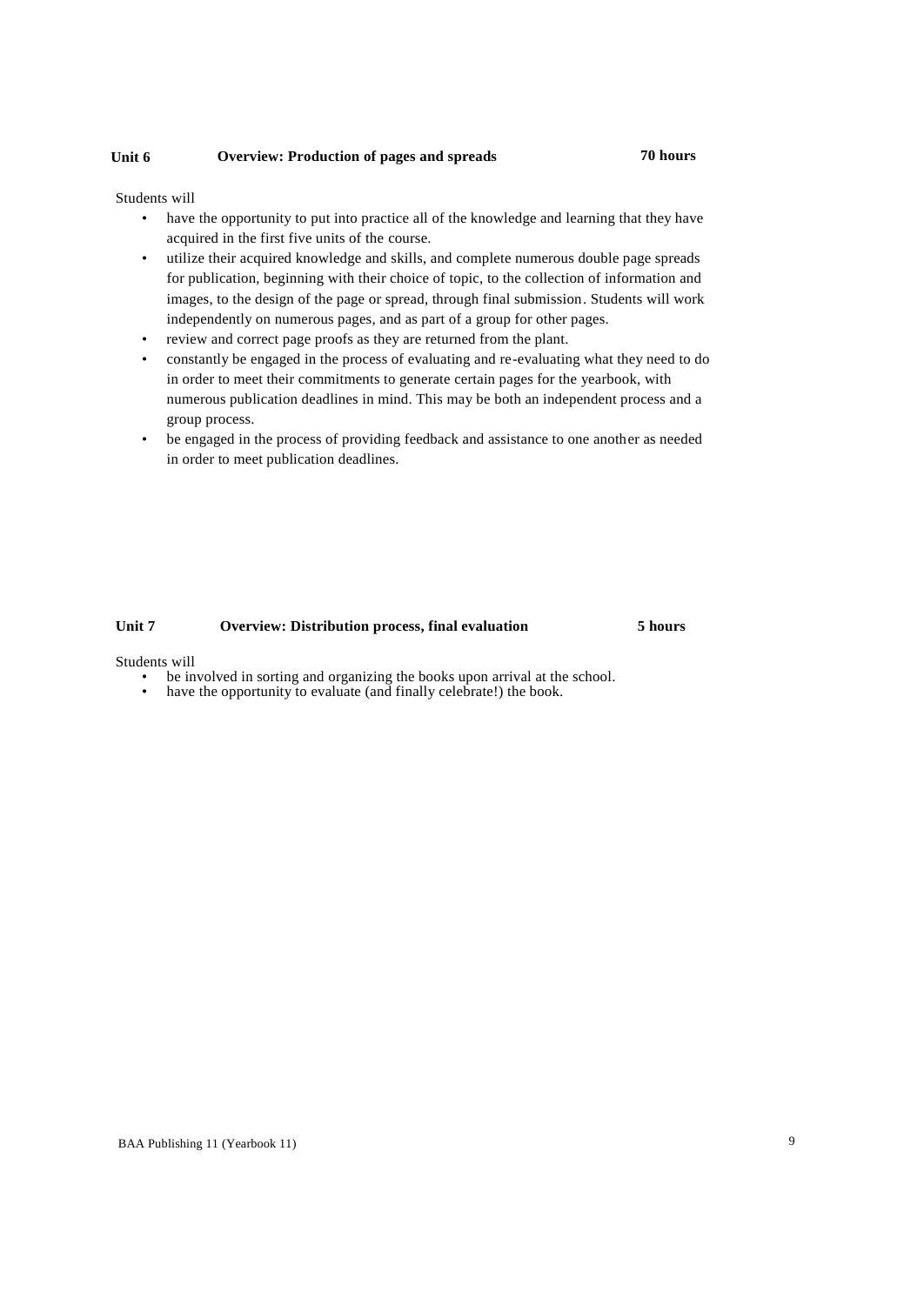**Unit 6 Overview: Production of pages and spreads 70 hours**

Students will

- have the opportunity to put into practice all of the knowledge and learning that they have acquired in the first five units of the course.
- utilize their acquired knowledge and skills, and complete numerous double page spreads for publication, beginning with their choice of topic, to the collection of information and images, to the design of the page or spread, through final submission. Students will work independently on numerous pages, and as part of a group for other pages.
- review and correct page proofs as they are returned from the plant.
- constantly be engaged in the process of evaluating and re-evaluating what they need to do in order to meet their commitments to generate certain pages for the yearbook, with numerous publication deadlines in mind. This may be both an independent process and a group process.
- be engaged in the process of providing feedback and assistance to one another as needed in order to meet publication deadlines.

**Unit 7 Overview: Distribution process, final evaluation 5 hours**

Students will

- be involved in sorting and organizing the books upon arrival at the school.
- have the opportunity to evaluate (and finally celebrate!) the book.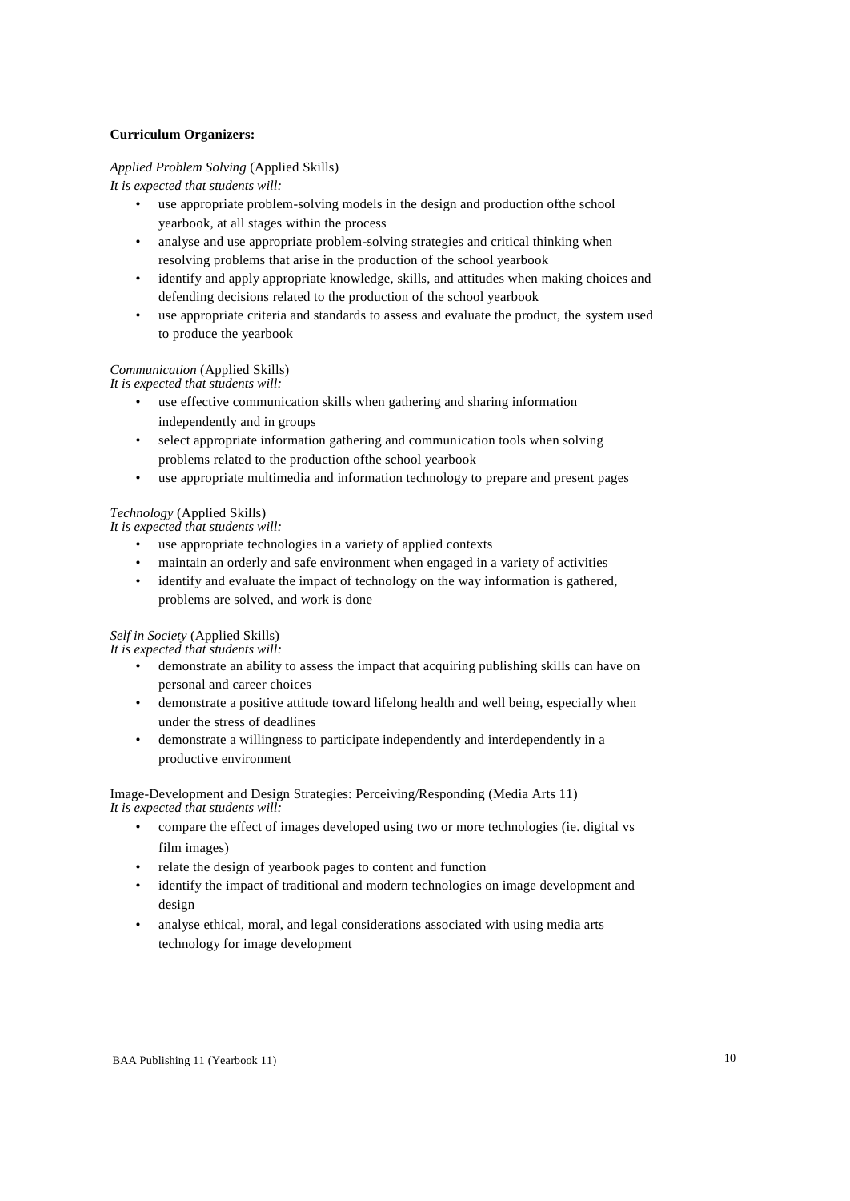**Curriculum Organizers:**

*Applied Problem Solving* (Applied Skills)
*It is expected that students will:*

- use appropriate problem-solving models in the design and production ofthe school yearbook, at all stages within the process
- analyse and use appropriate problem-solving strategies and critical thinking when resolving problems that arise in the production of the school yearbook
- identify and apply appropriate knowledge, skills, and attitudes when making choices and defending decisions related to the production of the school yearbook
- use appropriate criteria and standards to assess and evaluate the product, the system used to produce the yearbook

*Communication* (Applied Skills)
*It is expected that students will:*

- use effective communication skills when gathering and sharing information independently and in groups
- select appropriate information gathering and communication tools when solving problems related to the production ofthe school yearbook
- use appropriate multimedia and information technology to prepare and present pages

*Technology* (Applied Skills)
*It is expected that students will:*

- use appropriate technologies in a variety of applied contexts
- maintain an orderly and safe environment when engaged in a variety of activities
- identify and evaluate the impact of technology on the way information is gathered, problems are solved, and work is done

*Self in Society* (Applied Skills)
*It is expected that students will:*

- demonstrate an ability to assess the impact that acquiring publishing skills can have on personal and career choices
- demonstrate a positive attitude toward lifelong health and well being, especially when under the stress of deadlines
- demonstrate a willingness to participate independently and interdependently in a productive environment

Image-Development and Design Strategies: Perceiving/Responding (Media Arts 11)
*It is expected that students will:*

- compare the effect of images developed using two or more technologies (ie. digital vs film images)
- relate the design of yearbook pages to content and function
- identify the impact of traditional and modern technologies on image development and design
- analyse ethical, moral, and legal considerations associated with using media arts technology for image development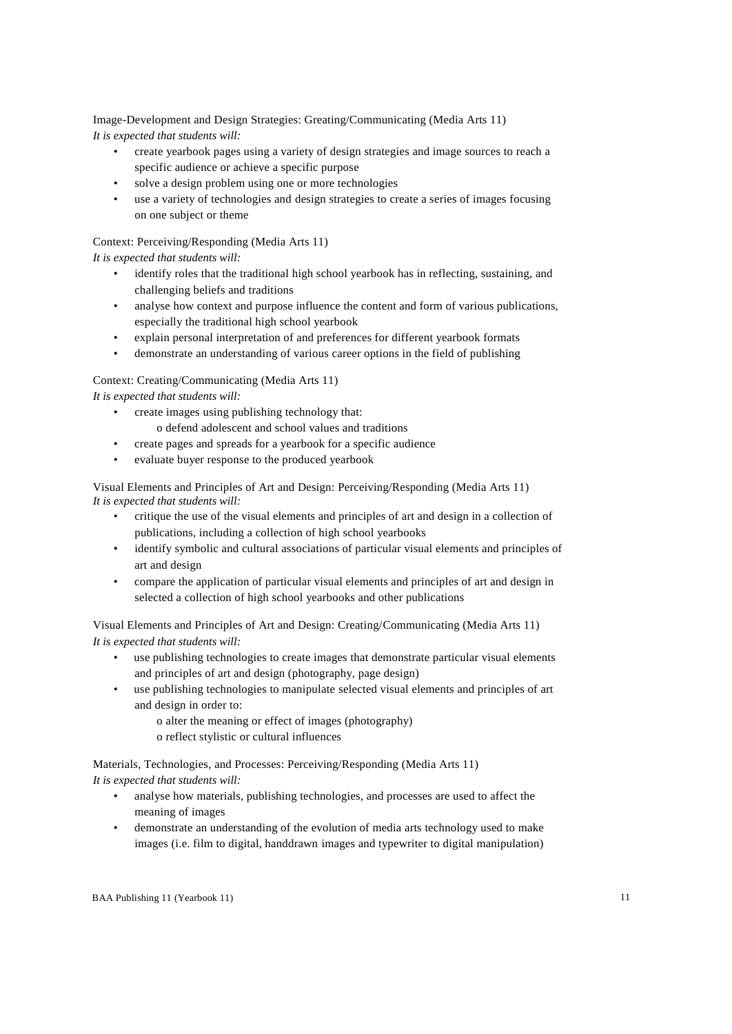Image-Development and Design Strategies: Greating/Communicating (Media Arts 11)

*It is expected that students will:*

- create yearbook pages using a variety of design strategies and image sources to reach a specific audience or achieve a specific purpose
- solve a design problem using one or more technologies
- use a variety of technologies and design strategies to create a series of images focusing on one subject or theme

Context: Perceiving/Responding (Media Arts 11)

*It is expected that students will:*

- identify roles that the traditional high school yearbook has in reflecting, sustaining, and challenging beliefs and traditions
- analyse how context and purpose influence the content and form of various publications, especially the traditional high school yearbook
- explain personal interpretation of and preferences for different yearbook formats
- demonstrate an understanding of various career options in the field of publishing

Context: Creating/Communicating (Media Arts 11)

*It is expected that students will:*

- create images using publishing technology that:
  - o defend adolescent and school values and traditions
- create pages and spreads for a yearbook for a specific audience
- evaluate buyer response to the produced yearbook

Visual Elements and Principles of Art and Design: Perceiving/Responding (Media Arts 11)

*It is expected that students will:*

- critique the use of the visual elements and principles of art and design in a collection of publications, including a collection of high school yearbooks
- identify symbolic and cultural associations of particular visual elements and principles of art and design
- compare the application of particular visual elements and principles of art and design in selected a collection of high school yearbooks and other publications

Visual Elements and Principles of Art and Design: Creating/Communicating (Media Arts 11)

*It is expected that students will:*

- use publishing technologies to create images that demonstrate particular visual elements and principles of art and design (photography, page design)
- use publishing technologies to manipulate selected visual elements and principles of art and design in order to:
  - o alter the meaning or effect of images (photography)
  - o reflect stylistic or cultural influences

Materials, Technologies, and Processes: Perceiving/Responding (Media Arts 11)

*It is expected that students will:*

- analyse how materials, publishing technologies, and processes are used to affect the meaning of images
- demonstrate an understanding of the evolution of media arts technology used to make images (i.e. film to digital, handdrawn images and typewriter to digital manipulation)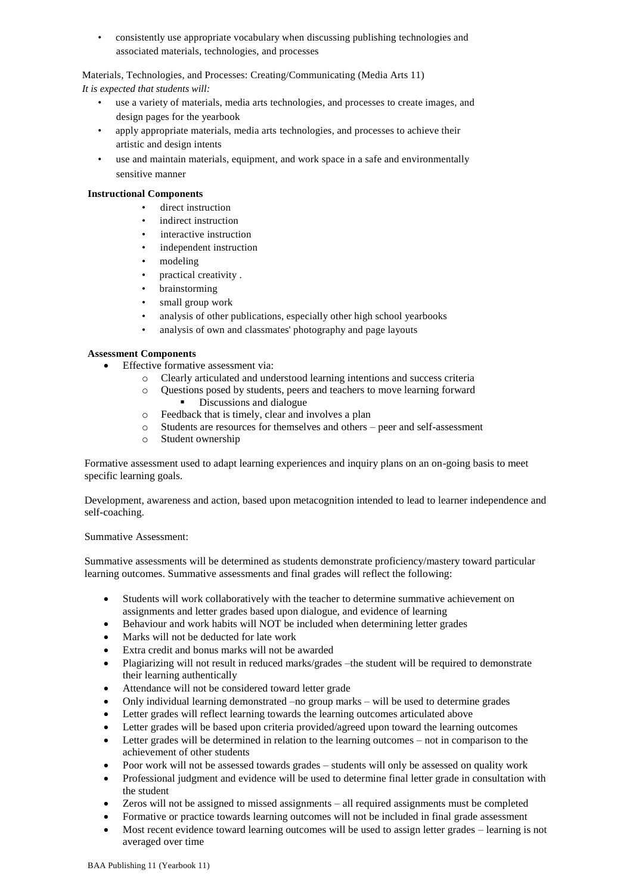- consistently use appropriate vocabulary when discussing publishing technologies and associated materials, technologies, and processes

Materials, Technologies, and Processes: Creating/Communicating (Media Arts 11)

*It is expected that students will:*

- use a variety of materials, media arts technologies, and processes to create images, and design pages for the yearbook
- apply appropriate materials, media arts technologies, and processes to achieve their artistic and design intents
- use and maintain materials, equipment, and work space in a safe and environmentally sensitive manner

**Instructional Components**

- direct instruction
- indirect instruction
- interactive instruction
- independent instruction
- modeling
- practical creativity .
- brainstorming
- small group work
- analysis of other publications, especially other high school yearbooks
- analysis of own and classmates' photography and page layouts

**Assessment Components**

- Effective formative assessment via:
  - Clearly articulated and understood learning intentions and success criteria
  - Questions posed by students, peers and teachers to move learning forward
    - Discussions and dialogue
  - Feedback that is timely, clear and involves a plan
  - Students are resources for themselves and others – peer and self-assessment
  - Student ownership

Formative assessment used to adapt learning experiences and inquiry plans on an on-going basis to meet specific learning goals.

Development, awareness and action, based upon metacognition intended to lead to learner independence and self-coaching.

Summative Assessment:

Summative assessments will be determined as students demonstrate proficiency/mastery toward particular learning outcomes. Summative assessments and final grades will reflect the following:

- Students will work collaboratively with the teacher to determine summative achievement on assignments and letter grades based upon dialogue, and evidence of learning
- Behaviour and work habits will NOT be included when determining letter grades
- Marks will not be deducted for late work
- Extra credit and bonus marks will not be awarded
- Plagiarizing will not result in reduced marks/grades –the student will be required to demonstrate their learning authentically
- Attendance will not be considered toward letter grade
- Only individual learning demonstrated –no group marks – will be used to determine grades
- Letter grades will reflect learning towards the learning outcomes articulated above
- Letter grades will be based upon criteria provided/agreed upon toward the learning outcomes
- Letter grades will be determined in relation to the learning outcomes – not in comparison to the achievement of other students
- Poor work will not be assessed towards grades – students will only be assessed on quality work
- Professional judgment and evidence will be used to determine final letter grade in consultation with the student
- Zeros will not be assigned to missed assignments – all required assignments must be completed
- Formative or practice towards learning outcomes will not be included in final grade assessment
- Most recent evidence toward learning outcomes will be used to assign letter grades – learning is not averaged over time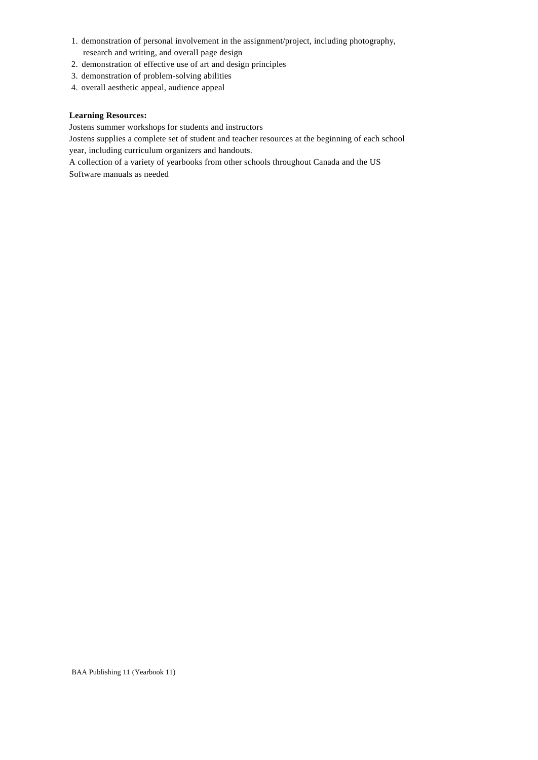1. demonstration of personal involvement in the assignment/project, including photography, research and writing, and overall page design
2. demonstration of effective use of art and design principles
3. demonstration of problem-solving abilities
4. overall aesthetic appeal, audience appeal

**Learning Resources:**

Jostens summer workshops for students and instructors

Jostens supplies a complete set of student and teacher resources at the beginning of each school year, including curriculum organizers and handouts.

A collection of a variety of yearbooks from other schools throughout Canada and the US

Software manuals as needed